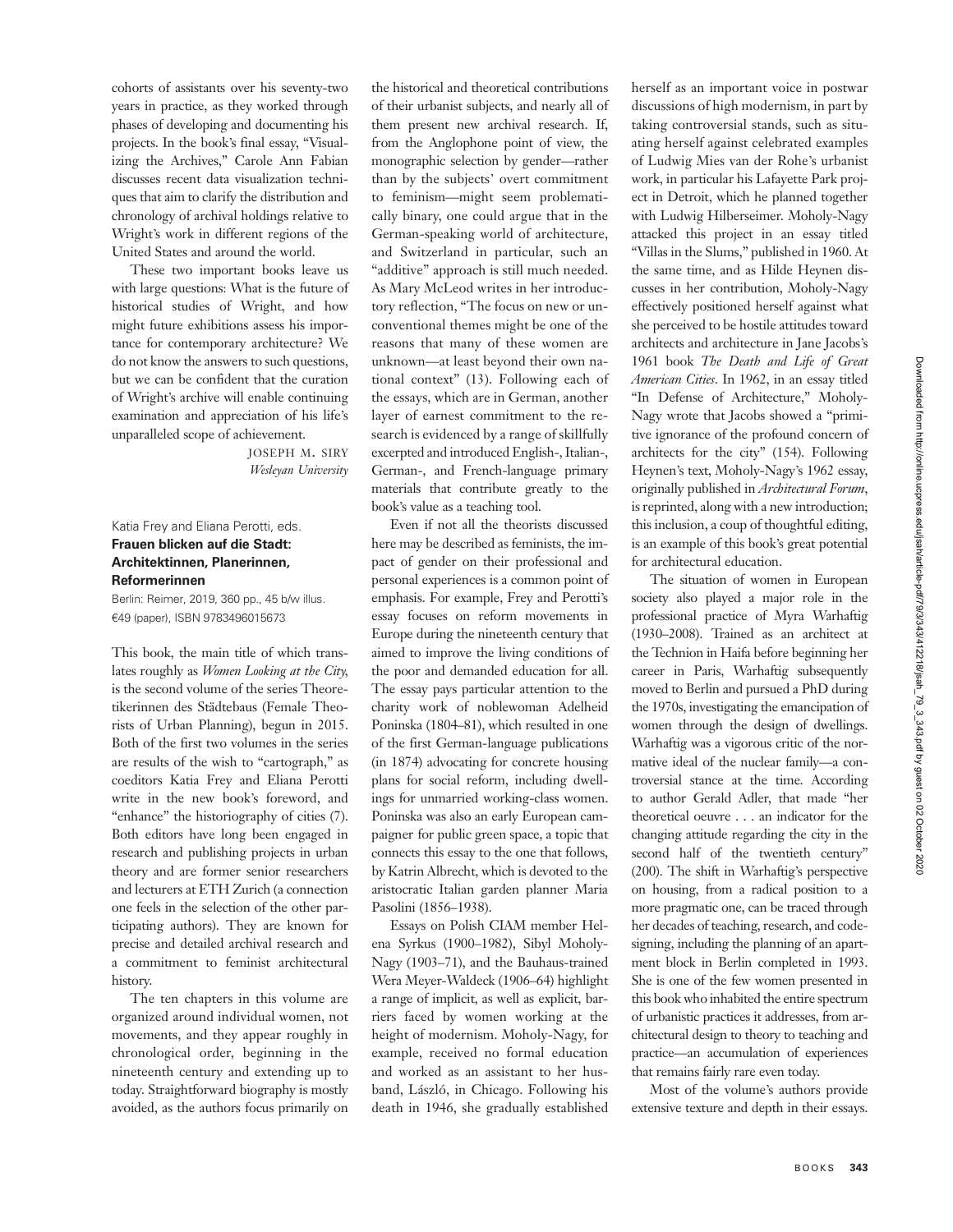cohorts of assistants over his seventy-two years in practice, as they worked through phases of developing and documenting his projects. In the book's final essay, "Visualizing the Archives," Carole Ann Fabian discusses recent data visualization techniques that aim to clarify the distribution and chronology of archival holdings relative to Wright's work in different regions of the United States and around the world.

These two important books leave us with large questions: What is the future of historical studies of Wright, and how might future exhibitions assess his importance for contemporary architecture? We do not know the answers to such questions, but we can be confident that the curation of Wright's archive will enable continuing examination and appreciation of his life's unparalleled scope of achievement.

JOSEPH M. SIRY
*Wesleyan University*

Katia Frey and Eliana Perotti, eds.
**Frauen blicken auf die Stadt: Architektinnen, Planerinnen, Reformerinnen**
Berlin: Reimer, 2019, 360 pp., 45 b/w illus. €49 (paper), ISBN 9783496015673

This book, the main title of which translates roughly as *Women Looking at the City*, is the second volume of the series Theoretikerinnen des Städtebaus (Female Theorists of Urban Planning), begun in 2015. Both of the first two volumes in the series are results of the wish to "cartograph," as coeditors Katia Frey and Eliana Perotti write in the new book's foreword, and "enhance" the historiography of cities (7). Both editors have long been engaged in research and publishing projects in urban theory and are former senior researchers and lecturers at ETH Zurich (a connection one feels in the selection of the other participating authors). They are known for precise and detailed archival research and a commitment to feminist architectural history.

The ten chapters in this volume are organized around individual women, not movements, and they appear roughly in chronological order, beginning in the nineteenth century and extending up to today. Straightforward biography is mostly avoided, as the authors focus primarily on the historical and theoretical contributions of their urbanist subjects, and nearly all of them present new archival research. If, from the Anglophone point of view, the monographic selection by gender—rather than by the subjects' overt commitment to feminism—might seem problematically binary, one could argue that in the German-speaking world of architecture, and Switzerland in particular, such an "additive" approach is still much needed. As Mary McLeod writes in her introductory reflection, "The focus on new or unconventional themes might be one of the reasons that many of these women are unknown—at least beyond their own national context" (13). Following each of the essays, which are in German, another layer of earnest commitment to the research is evidenced by a range of skillfully excerpted and introduced English-, Italian-, German-, and French-language primary materials that contribute greatly to the book's value as a teaching tool.

Even if not all the theorists discussed here may be described as feminists, the impact of gender on their professional and personal experiences is a common point of emphasis. For example, Frey and Perotti's essay focuses on reform movements in Europe during the nineteenth century that aimed to improve the living conditions of the poor and demanded education for all. The essay pays particular attention to the charity work of noblewoman Adelheid Poninska (1804–81), which resulted in one of the first German-language publications (in 1874) advocating for concrete housing plans for social reform, including dwellings for unmarried working-class women. Poninska was also an early European campaigner for public green space, a topic that connects this essay to the one that follows, by Katrin Albrecht, which is devoted to the aristocratic Italian garden planner Maria Pasolini (1856–1938).

Essays on Polish CIAM member Helena Syrkus (1900–1982), Sibyl Moholy-Nagy (1903–71), and the Bauhaus-trained Wera Meyer-Waldeck (1906–64) highlight a range of implicit, as well as explicit, barriers faced by women working at the height of modernism. Moholy-Nagy, for example, received no formal education and worked as an assistant to her husband, László, in Chicago. Following his death in 1946, she gradually established herself as an important voice in postwar discussions of high modernism, in part by taking controversial stands, such as situating herself against celebrated examples of Ludwig Mies van der Rohe's urbanist work, in particular his Lafayette Park project in Detroit, which he planned together with Ludwig Hilberseimer. Moholy-Nagy attacked this project in an essay titled "Villas in the Slums," published in 1960. At the same time, and as Hilde Heynen discusses in her contribution, Moholy-Nagy effectively positioned herself against what she perceived to be hostile attitudes toward architects and architecture in Jane Jacobs's 1961 book *The Death and Life of Great American Cities*. In 1962, in an essay titled "In Defense of Architecture," Moholy-Nagy wrote that Jacobs showed a "primitive ignorance of the profound concern of architects for the city" (154). Following Heynen's text, Moholy-Nagy's 1962 essay, originally published in *Architectural Forum*, is reprinted, along with a new introduction; this inclusion, a coup of thoughtful editing, is an example of this book's great potential for architectural education.

The situation of women in European society also played a major role in the professional practice of Myra Warhaftig (1930–2008). Trained as an architect at the Technion in Haifa before beginning her career in Paris, Warhaftig subsequently moved to Berlin and pursued a PhD during the 1970s, investigating the emancipation of women through the design of dwellings. Warhaftig was a vigorous critic of the normative ideal of the nuclear family—a controversial stance at the time. According to author Gerald Adler, that made "her theoretical oeuvre . . . an indicator for the changing attitude regarding the city in the second half of the twentieth century" (200). The shift in Warhaftig's perspective on housing, from a radical position to a more pragmatic one, can be traced through her decades of teaching, research, and codesigning, including the planning of an apartment block in Berlin completed in 1993. She is one of the few women presented in this book who inhabited the entire spectrum of urbanistic practices it addresses, from architectural design to theory to teaching and practice—an accumulation of experiences that remains fairly rare even today.

Most of the volume's authors provide extensive texture and depth in their essays.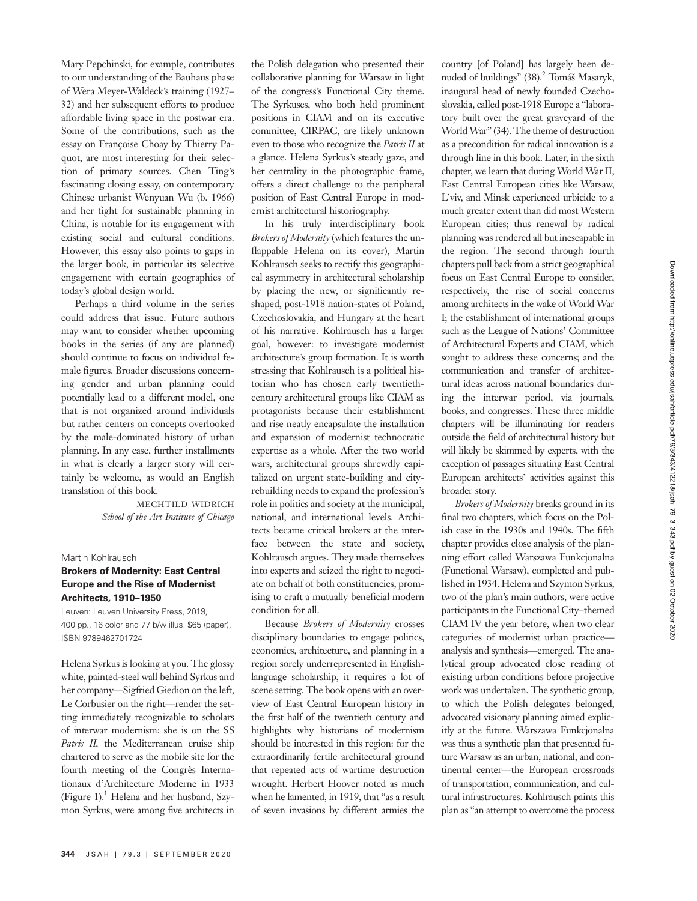Mary Pepchinski, for example, contributes to our understanding of the Bauhaus phase of Wera Meyer-Waldeck's training (1927–32) and her subsequent efforts to produce affordable living space in the postwar era. Some of the contributions, such as the essay on Françoise Choay by Thierry Paquot, are most interesting for their selection of primary sources. Chen Ting's fascinating closing essay, on contemporary Chinese urbanist Wenyuan Wu (b. 1966) and her fight for sustainable planning in China, is notable for its engagement with existing social and cultural conditions. However, this essay also points to gaps in the larger book, in particular its selective engagement with certain geographies of today's global design world.

Perhaps a third volume in the series could address that issue. Future authors may want to consider whether upcoming books in the series (if any are planned) should continue to focus on individual female figures. Broader discussions concerning gender and urban planning could potentially lead to a different model, one that is not organized around individuals but rather centers on concepts overlooked by the male-dominated history of urban planning. In any case, further installments in what is clearly a larger story will certainly be welcome, as would an English translation of this book.

MECHTILD WIDRICH
*School of the Art Institute of Chicago*

Martin Kohlrausch

## Brokers of Modernity: East Central Europe and the Rise of Modernist Architects, 1910–1950

Leuven: Leuven University Press, 2019, 400 pp., 16 color and 77 b/w illus. $65 (paper), ISBN 9789462701724

Helena Syrkus is looking at you. The glossy white, painted-steel wall behind Syrkus and her company—Sigfried Giedion on the left, Le Corbusier on the right—render the setting immediately recognizable to scholars of interwar modernism: she is on the SS *Patris II*, the Mediterranean cruise ship chartered to serve as the mobile site for the fourth meeting of the Congrès Internationaux d'Architecture Moderne in 1933 (Figure 1).[1] Helena and her husband, Szymon Syrkus, were among five architects in the Polish delegation who presented their collaborative planning for Warsaw in light of the congress's Functional City theme. The Syrkuses, who both held prominent positions in CIAM and on its executive committee, CIRPAC, are likely unknown even to those who recognize the *Patris II* at a glance. Helena Syrkus's steady gaze, and her centrality in the photographic frame, offers a direct challenge to the peripheral position of East Central Europe in modernist architectural historiography.

In his truly interdisciplinary book *Brokers of Modernity* (which features the unflappable Helena on its cover), Martin Kohlrausch seeks to rectify this geographical asymmetry in architectural scholarship by placing the new, or significantly reshaped, post-1918 nation-states of Poland, Czechoslovakia, and Hungary at the heart of his narrative. Kohlrausch has a larger goal, however: to investigate modernist architecture's group formation. It is worth stressing that Kohlrausch is a political historian who has chosen early twentieth-century architectural groups like CIAM as protagonists because their establishment and rise neatly encapsulate the installation and expansion of modernist technocratic expertise as a whole. After the two world wars, architectural groups shrewdly capitalized on urgent state-building and city-rebuilding needs to expand the profession's role in politics and society at the municipal, national, and international levels. Architects became critical brokers at the interface between the state and society, Kohlrausch argues. They made themselves into experts and seized the right to negotiate on behalf of both constituencies, promising to craft a mutually beneficial modern condition for all.

Because *Brokers of Modernity* crosses disciplinary boundaries to engage politics, economics, architecture, and planning in a region sorely underrepresented in English-language scholarship, it requires a lot of scene setting. The book opens with an overview of East Central European history in the first half of the twentieth century and highlights why historians of modernism should be interested in this region: for the extraordinarily fertile architectural ground that repeated acts of wartime destruction wrought. Herbert Hoover noted as much when he lamented, in 1919, that "as a result of seven invasions by different armies the country [of Poland] has largely been denuded of buildings" (38).[2] Tomáš Masaryk, inaugural head of newly founded Czechoslovakia, called post-1918 Europe a "laboratory built over the great graveyard of the World War" (34). The theme of destruction as a precondition for radical innovation is a through line in this book. Later, in the sixth chapter, we learn that during World War II, East Central European cities like Warsaw, L'viv, and Minsk experienced urbicide to a much greater extent than did most Western European cities; thus renewal by radical planning was rendered all but inescapable in the region. The second through fourth chapters pull back from a strict geographical focus on East Central Europe to consider, respectively, the rise of social concerns among architects in the wake of World War I; the establishment of international groups such as the League of Nations' Committee of Architectural Experts and CIAM, which sought to address these concerns; and the communication and transfer of architectural ideas across national boundaries during the interwar period, via journals, books, and congresses. These three middle chapters will be illuminating for readers outside the field of architectural history but will likely be skimmed by experts, with the exception of passages situating East Central European architects' activities against this broader story.

*Brokers of Modernity* breaks ground in its final two chapters, which focus on the Polish case in the 1930s and 1940s. The fifth chapter provides close analysis of the planning effort called Warszawa Funkcjonalna (Functional Warsaw), completed and published in 1934. Helena and Szymon Syrkus, two of the plan's main authors, were active participants in the Functional City–themed CIAM IV the year before, when two clear categories of modernist urban practice—analysis and synthesis—emerged. The analytical group advocated close reading of existing urban conditions before projective work was undertaken. The synthetic group, to which the Polish delegates belonged, advocated visionary planning aimed explicitly at the future. Warszawa Funkcjonalna was thus a synthetic plan that presented future Warsaw as an urban, national, and continental center—the European crossroads of transportation, communication, and cultural infrastructures. Kohlrausch paints this plan as "an attempt to overcome the process